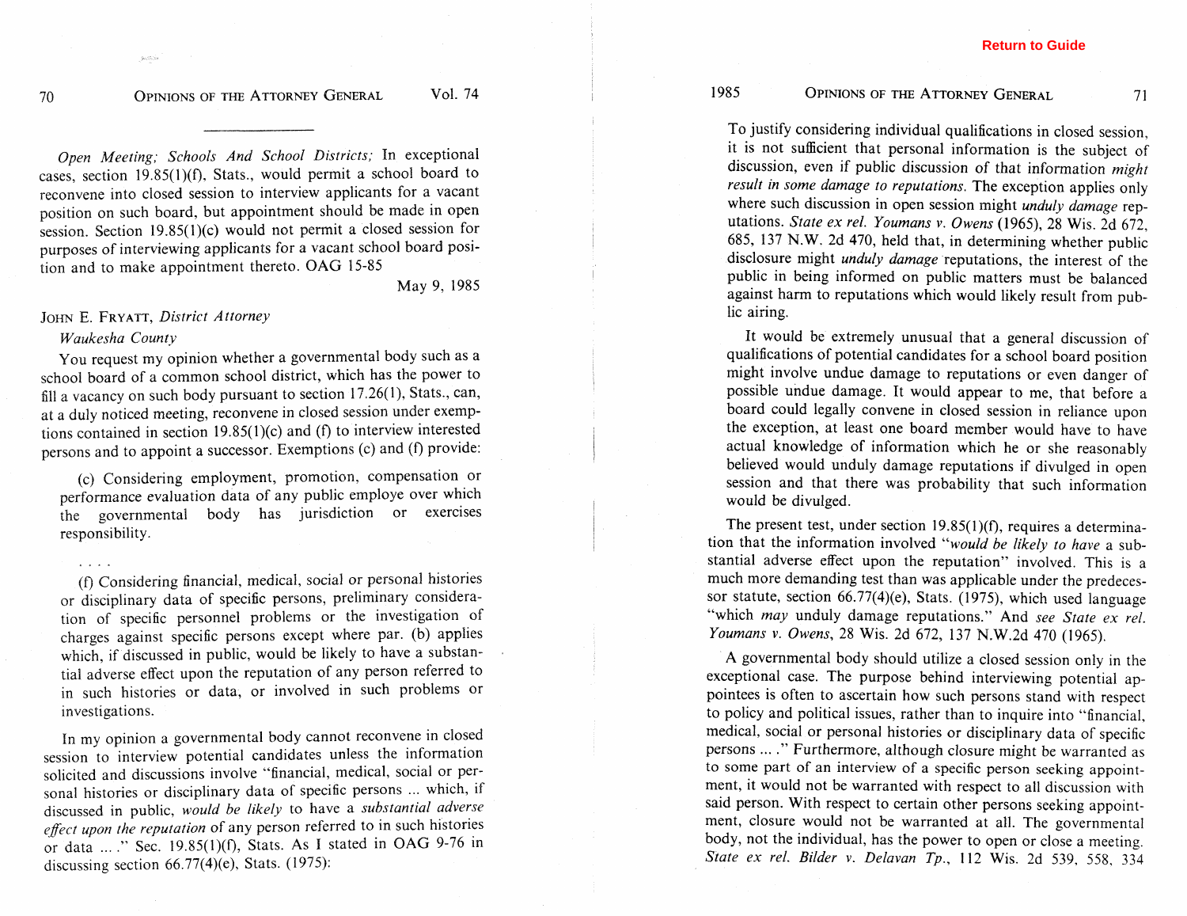*Open Meeting; Schools And School Districts;* In exceptional cases, section 19.85(1)(f), Stats., would permit a school board to reconvene into closed session to interview applicants for a vacant position on such board, but appointment should be made in open session. Section 19.85(1)(c) would not permit a closed session for purposes of interviewing applicants for a vacant school board position and to make appointment thereto. OAG 15-85

May 9, 1985

JOHN E. FRYATT, *District Attorney*
*Waukesha County*

You request my opinion whether a governmental body such as a school board of a common school district, which has the power to fill a vacancy on such body pursuant to section 17.26(1), Stats., can, at a duly noticed meeting, reconvene in closed session under exemptions contained in section 19.85(1)(c) and (f) to interview interested persons and to appoint a successor. Exemptions (c) and (f) provide:

> (c) Considering employment, promotion, compensation or performance evaluation data of any public employe over which the governmental body has jurisdiction or exercises responsibility.
>
> . . . .
>
> (f) Considering financial, medical, social or personal histories or disciplinary data of specific persons, preliminary consideration of specific personnel problems or the investigation of charges against specific persons except where par. (b) applies which, if discussed in public, would be likely to have a substantial adverse effect upon the reputation of any person referred to in such histories or data, or involved in such problems or investigations.

In my opinion a governmental body cannot reconvene in closed session to interview potential candidates unless the information solicited and discussions involve "financial, medical, social or personal histories or disciplinary data of specific persons ... which, if discussed in public, *would be likely* to have a *substantial adverse effect upon the reputation* of any person referred to in such histories or data ... ." Sec. 19.85(1)(f), Stats. As I stated in OAG 9-76 in discussing section 66.77(4)(e), Stats. (1975):

> To justify considering individual qualifications in closed session, it is not sufficient that personal information is the subject of discussion, even if public discussion of that information *might result in some damage to reputations.* The exception applies only where such discussion in open session might *unduly damage* reputations. *State ex rel. Youmans v. Owens* (1965), 28 Wis. 2d 672, 685, 137 N.W. 2d 470, held that, in determining whether public disclosure might *unduly damage* reputations, the interest of the public in being informed on public matters must be balanced against harm to reputations which would likely result from public airing.
>
> It would be extremely unusual that a general discussion of qualifications of potential candidates for a school board position might involve undue damage to reputations or even danger of possible undue damage. It would appear to me, that before a board could legally convene in closed session in reliance upon the exception, at least one board member would have to have actual knowledge of information which he or she reasonably believed would unduly damage reputations if divulged in open session and that there was probability that such information would be divulged.

The present test, under section 19.85(1)(f), requires a determination that the information involved "*would be likely to have* a substantial adverse effect upon the reputation" involved. This is a much more demanding test than was applicable under the predecessor statute, section 66.77(4)(e), Stats. (1975), which used language "which *may* unduly damage reputations." And *see State ex rel. Youmans v. Owens*, 28 Wis. 2d 672, 137 N.W.2d 470 (1965).

A governmental body should utilize a closed session only in the exceptional case. The purpose behind interviewing potential appointees is often to ascertain how such persons stand with respect to policy and political issues, rather than to inquire into "financial, medical, social or personal histories or disciplinary data of specific persons ... ." Furthermore, although closure might be warranted as to some part of an interview of a specific person seeking appointment, it would not be warranted with respect to all discussion with said person. With respect to certain other persons seeking appointment, closure would not be warranted at all. The governmental body, not the individual, has the power to open or close a meeting. *State ex rel. Bilder v. Delavan Tp.*, 112 Wis. 2d 539, 558, 334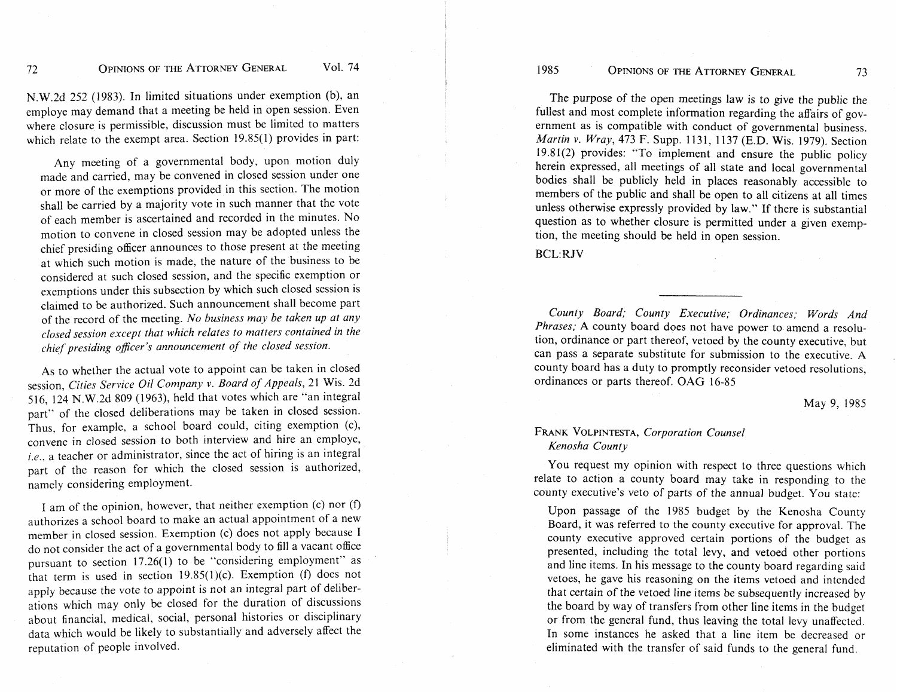N.W.2d 252 (1983). In limited situations under exemption (b), an employe may demand that a meeting be held in open session. Even where closure is permissible, discussion must be limited to matters which relate to the exempt area. Section 19.85(1) provides in part:

> Any meeting of a governmental body, upon motion duly made and carried, may be convened in closed session under one or more of the exemptions provided in this section. The motion shall be carried by a majority vote in such manner that the vote of each member is ascertained and recorded in the minutes. No motion to convene in closed session may be adopted unless the chief presiding officer announces to those present at the meeting at which such motion is made, the nature of the business to be considered at such closed session, and the specific exemption or exemptions under this subsection by which such closed session is claimed to be authorized. Such announcement shall become part of the record of the meeting. *No business may be taken up at any closed session except that which relates to matters contained in the chief presiding officer's announcement of the closed session.*

As to whether the actual vote to appoint can be taken in closed session, *Cities Service Oil Company v. Board of Appeals*, 21 Wis. 2d 516, 124 N.W.2d 809 (1963), held that votes which are "an integral part" of the closed deliberations may be taken in closed session. Thus, for example, a school board could, citing exemption (c), convene in closed session to both interview and hire an employe, *i.e.*, a teacher or administrator, since the act of hiring is an integral part of the reason for which the closed session is authorized, namely considering employment.

I am of the opinion, however, that neither exemption (c) nor (f) authorizes a school board to make an actual appointment of a new member in closed session. Exemption (c) does not apply because I do not consider the act of a governmental body to fill a vacant office pursuant to section 17.26(1) to be "considering employment" as that term is used in section 19.85(1)(c). Exemption (f) does not apply because the vote to appoint is not an integral part of deliberations which may only be closed for the duration of discussions about financial, medical, social, personal histories or disciplinary data which would be likely to substantially and adversely affect the reputation of people involved.

The purpose of the open meetings law is to give the public the fullest and most complete information regarding the affairs of government as is compatible with conduct of governmental business. *Martin v. Wray*, 473 F. Supp. 1131, 1137 (E.D. Wis. 1979). Section 19.81(2) provides: "To implement and ensure the public policy herein expressed, all meetings of all state and local governmental bodies shall be publicly held in places reasonably accessible to members of the public and shall be open to all citizens at all times unless otherwise expressly provided by law." If there is substantial question as to whether closure is permitted under a given exemption, the meeting should be held in open session.

BCL:RJV

---

*County Board; County Executive; Ordinances; Words And Phrases;* A county board does not have power to amend a resolution, ordinance or part thereof, vetoed by the county executive, but can pass a separate substitute for submission to the executive. A county board has a duty to promptly reconsider vetoed resolutions, ordinances or parts thereof. OAG 16-85

May 9, 1985

FRANK VOLPINTESTA, *Corporation Counsel*
*Kenosha County*

You request my opinion with respect to three questions which relate to action a county board may take in responding to the county executive's veto of parts of the annual budget. You state:

> Upon passage of the 1985 budget by the Kenosha County Board, it was referred to the county executive for approval. The county executive approved certain portions of the budget as presented, including the total levy, and vetoed other portions and line items. In his message to the county board regarding said vetoes, he gave his reasoning on the items vetoed and intended that certain of the vetoed line items be subsequently increased by the board by way of transfers from other line items in the budget or from the general fund, thus leaving the total levy unaffected. In some instances he asked that a line item be decreased or eliminated with the transfer of said funds to the general fund.